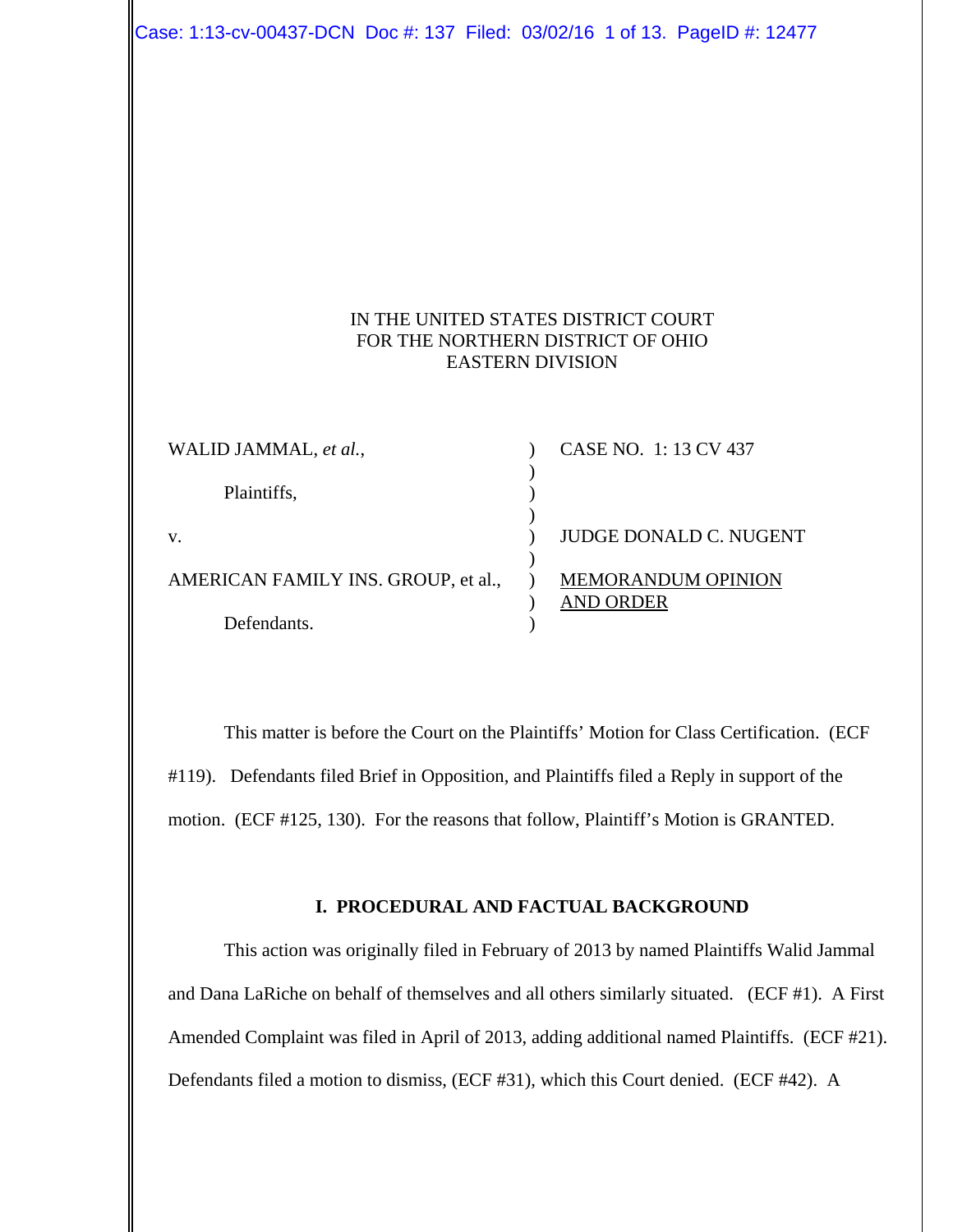IN THE UNITED STATES DISTRICT COURT
FOR THE NORTHERN DISTRICT OF OHIO
EASTERN DIVISION

| | | |
|---|---|---|
| WALID JAMMAL, *et al.*, | ) | CASE NO. 1: 13 CV 437 |
| | ) | |
| Plaintiffs, | ) | |
| | ) | |
| v. | ) | JUDGE DONALD C. NUGENT |
| | ) | |
| AMERICAN FAMILY INS. GROUP, et al., | ) | MEMORANDUM OPINION AND ORDER |
| | ) | |
| Defendants. | ) | |

This matter is before the Court on the Plaintiffs' Motion for Class Certification. (ECF #119). Defendants filed Brief in Opposition, and Plaintiffs filed a Reply in support of the motion. (ECF #125, 130). For the reasons that follow, Plaintiff's Motion is GRANTED.

## I. PROCEDURAL AND FACTUAL BACKGROUND

This action was originally filed in February of 2013 by named Plaintiffs Walid Jammal and Dana LaRiche on behalf of themselves and all others similarly situated. (ECF #1). A First Amended Complaint was filed in April of 2013, adding additional named Plaintiffs. (ECF #21). Defendants filed a motion to dismiss, (ECF #31), which this Court denied. (ECF #42). A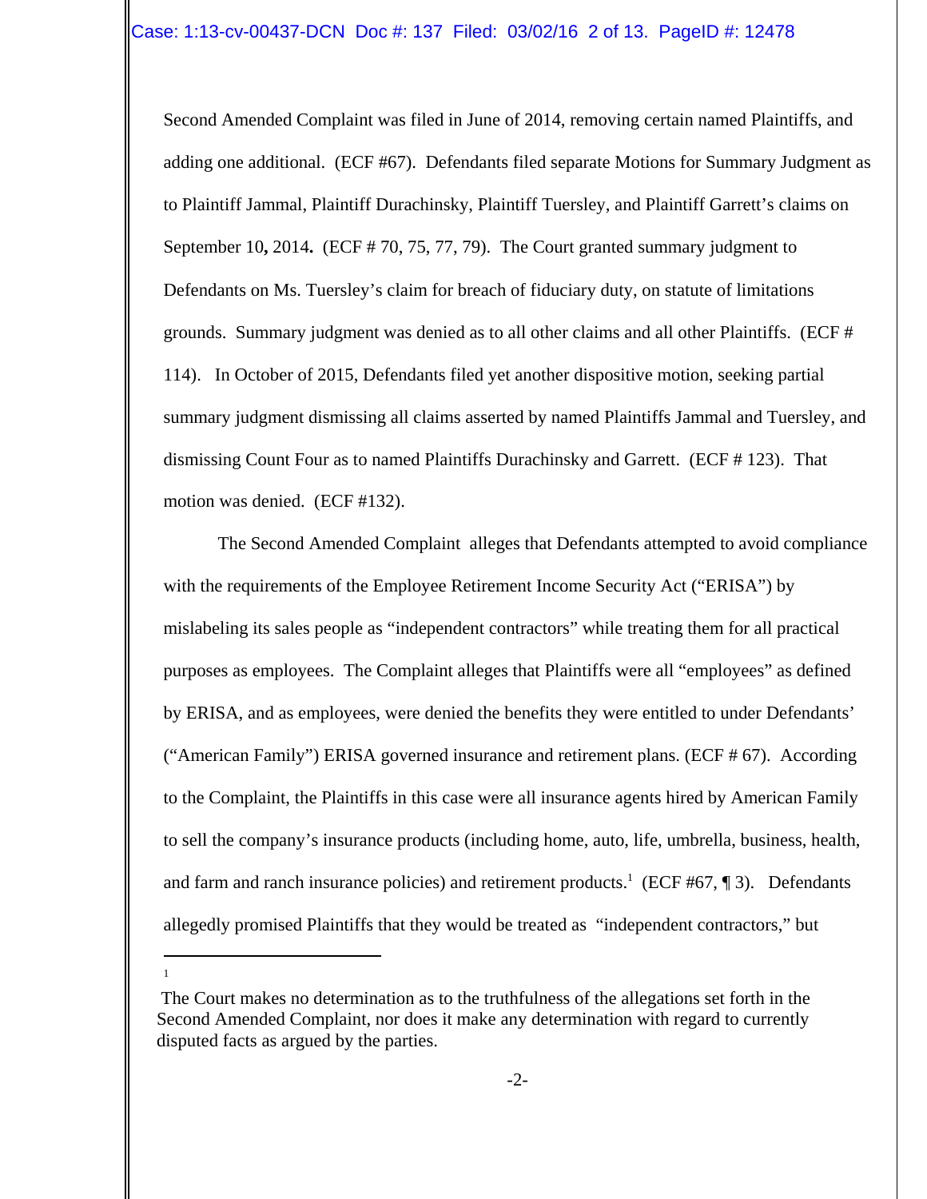Second Amended Complaint was filed in June of 2014, removing certain named Plaintiffs, and adding one additional. (ECF #67). Defendants filed separate Motions for Summary Judgment as to Plaintiff Jammal, Plaintiff Durachinsky, Plaintiff Tuersley, and Plaintiff Garrett's claims on September 10**,** 2014**.** (ECF # 70, 75, 77, 79). The Court granted summary judgment to Defendants on Ms. Tuersley's claim for breach of fiduciary duty, on statute of limitations grounds. Summary judgment was denied as to all other claims and all other Plaintiffs. (ECF # 114). In October of 2015, Defendants filed yet another dispositive motion, seeking partial summary judgment dismissing all claims asserted by named Plaintiffs Jammal and Tuersley, and dismissing Count Four as to named Plaintiffs Durachinsky and Garrett. (ECF # 123). That motion was denied. (ECF #132).

The Second Amended Complaint alleges that Defendants attempted to avoid compliance with the requirements of the Employee Retirement Income Security Act ("ERISA") by mislabeling its sales people as "independent contractors" while treating them for all practical purposes as employees. The Complaint alleges that Plaintiffs were all "employees" as defined by ERISA, and as employees, were denied the benefits they were entitled to under Defendants' ("American Family") ERISA governed insurance and retirement plans. (ECF # 67). According to the Complaint, the Plaintiffs in this case were all insurance agents hired by American Family to sell the company's insurance products (including home, auto, life, umbrella, business, health, and farm and ranch insurance policies) and retirement products.[1] (ECF #67, ¶ 3). Defendants allegedly promised Plaintiffs that they would be treated as "independent contractors," but

---

[1] The Court makes no determination as to the truthfulness of the allegations set forth in the Second Amended Complaint, nor does it make any determination with regard to currently disputed facts as argued by the parties.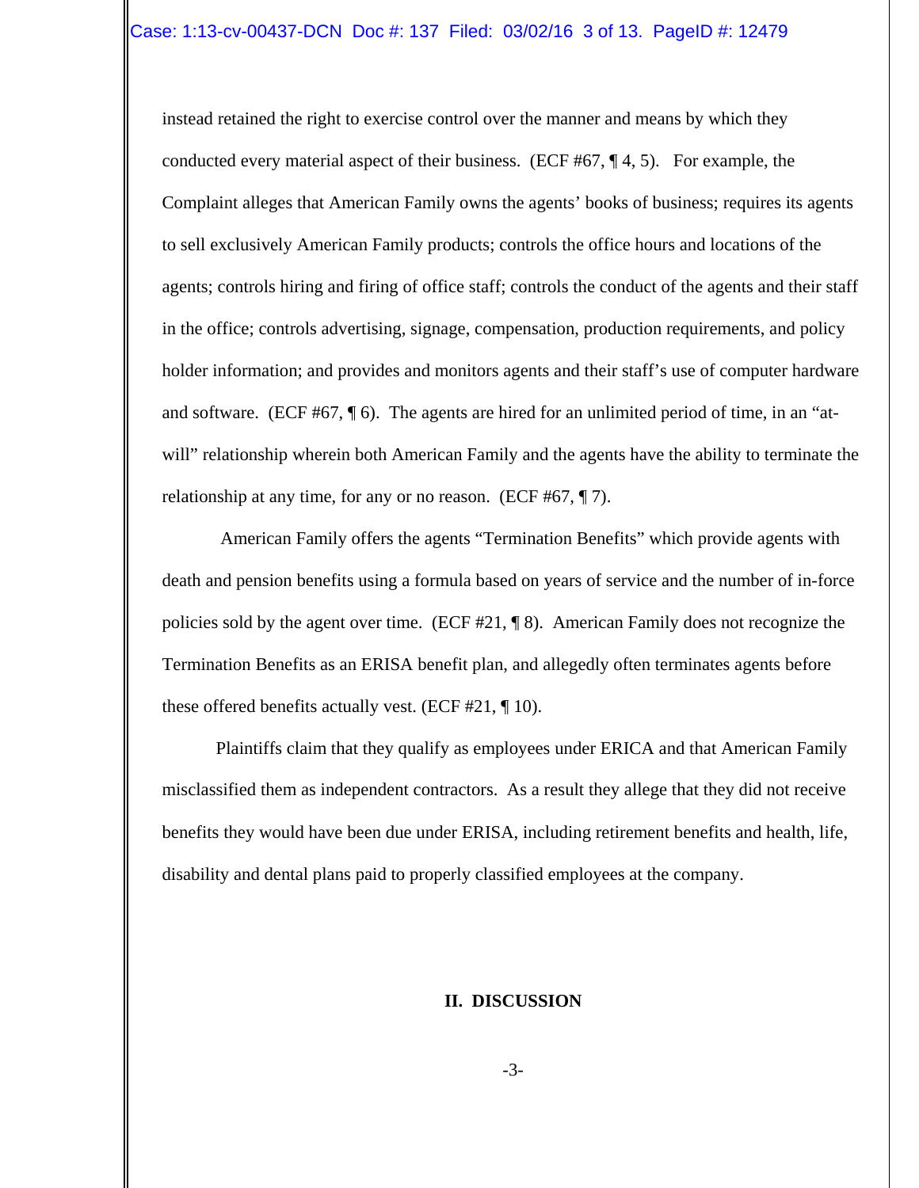instead retained the right to exercise control over the manner and means by which they conducted every material aspect of their business. (ECF #67, ¶ 4, 5). For example, the Complaint alleges that American Family owns the agents' books of business; requires its agents to sell exclusively American Family products; controls the office hours and locations of the agents; controls hiring and firing of office staff; controls the conduct of the agents and their staff in the office; controls advertising, signage, compensation, production requirements, and policy holder information; and provides and monitors agents and their staff's use of computer hardware and software. (ECF #67, ¶ 6). The agents are hired for an unlimited period of time, in an "at-will" relationship wherein both American Family and the agents have the ability to terminate the relationship at any time, for any or no reason. (ECF #67, ¶ 7).

American Family offers the agents "Termination Benefits" which provide agents with death and pension benefits using a formula based on years of service and the number of in-force policies sold by the agent over time. (ECF #21, ¶ 8). American Family does not recognize the Termination Benefits as an ERISA benefit plan, and allegedly often terminates agents before these offered benefits actually vest. (ECF #21, ¶ 10).

Plaintiffs claim that they qualify as employees under ERICA and that American Family misclassified them as independent contractors. As a result they allege that they did not receive benefits they would have been due under ERISA, including retirement benefits and health, life, disability and dental plans paid to properly classified employees at the company.

## II. DISCUSSION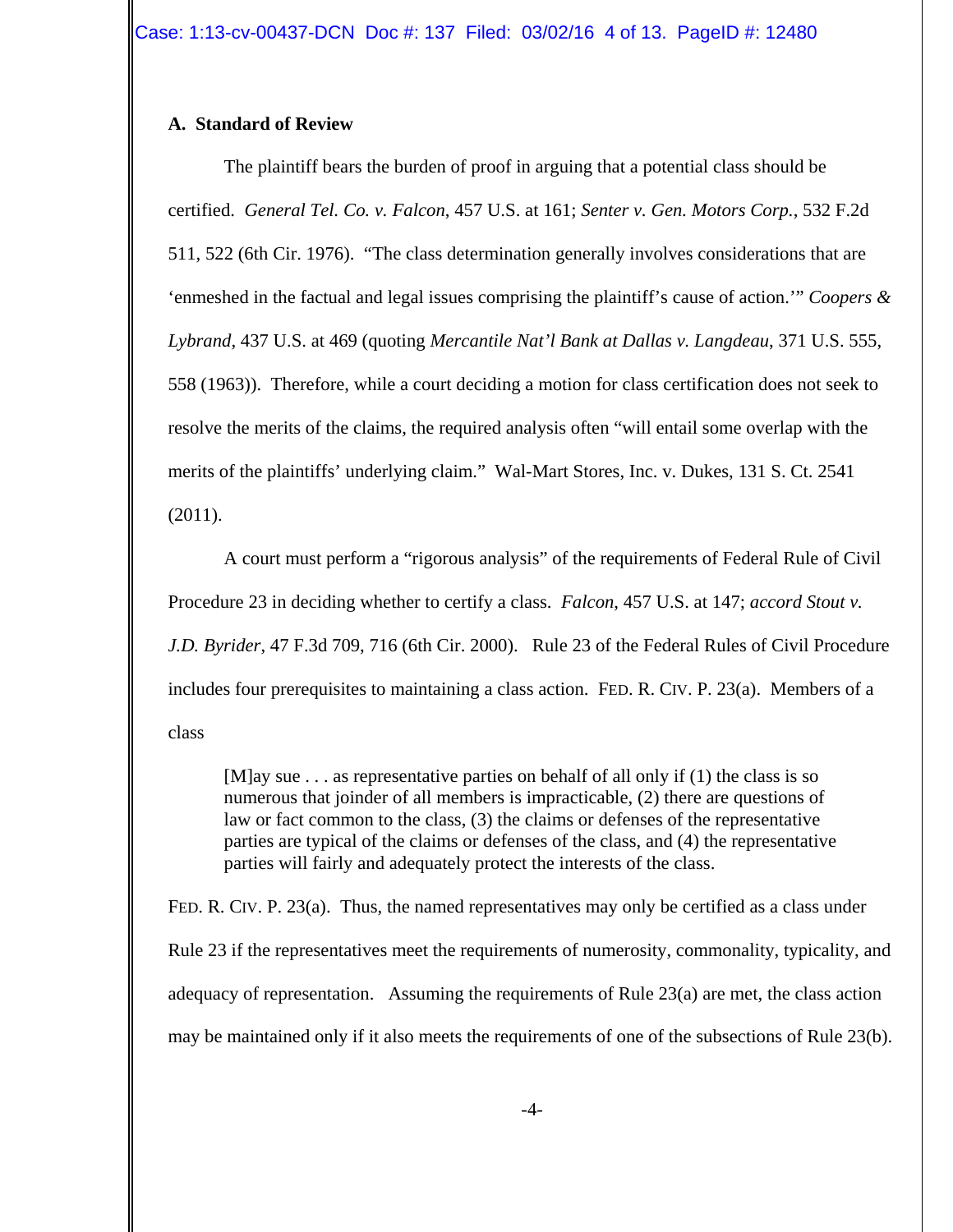### A. Standard of Review

The plaintiff bears the burden of proof in arguing that a potential class should be certified. *General Tel. Co. v. Falcon*, 457 U.S. at 161; *Senter v. Gen. Motors Corp.*, 532 F.2d 511, 522 (6th Cir. 1976). "The class determination generally involves considerations that are 'enmeshed in the factual and legal issues comprising the plaintiff's cause of action.'" *Coopers & Lybrand*, 437 U.S. at 469 (quoting *Mercantile Nat'l Bank at Dallas v. Langdeau*, 371 U.S. 555, 558 (1963)). Therefore, while a court deciding a motion for class certification does not seek to resolve the merits of the claims, the required analysis often "will entail some overlap with the merits of the plaintiffs' underlying claim." Wal-Mart Stores, Inc. v. Dukes, 131 S. Ct. 2541 (2011).

A court must perform a "rigorous analysis" of the requirements of Federal Rule of Civil Procedure 23 in deciding whether to certify a class. *Falcon*, 457 U.S. at 147; *accord Stout v. J.D. Byrider*, 47 F.3d 709, 716 (6th Cir. 2000). Rule 23 of the Federal Rules of Civil Procedure includes four prerequisites to maintaining a class action. FED. R. CIV. P. 23(a). Members of a class

> [M]ay sue . . . as representative parties on behalf of all only if (1) the class is so numerous that joinder of all members is impracticable, (2) there are questions of law or fact common to the class, (3) the claims or defenses of the representative parties are typical of the claims or defenses of the class, and (4) the representative parties will fairly and adequately protect the interests of the class.

FED. R. CIV. P. 23(a). Thus, the named representatives may only be certified as a class under Rule 23 if the representatives meet the requirements of numerosity, commonality, typicality, and adequacy of representation. Assuming the requirements of Rule 23(a) are met, the class action may be maintained only if it also meets the requirements of one of the subsections of Rule 23(b).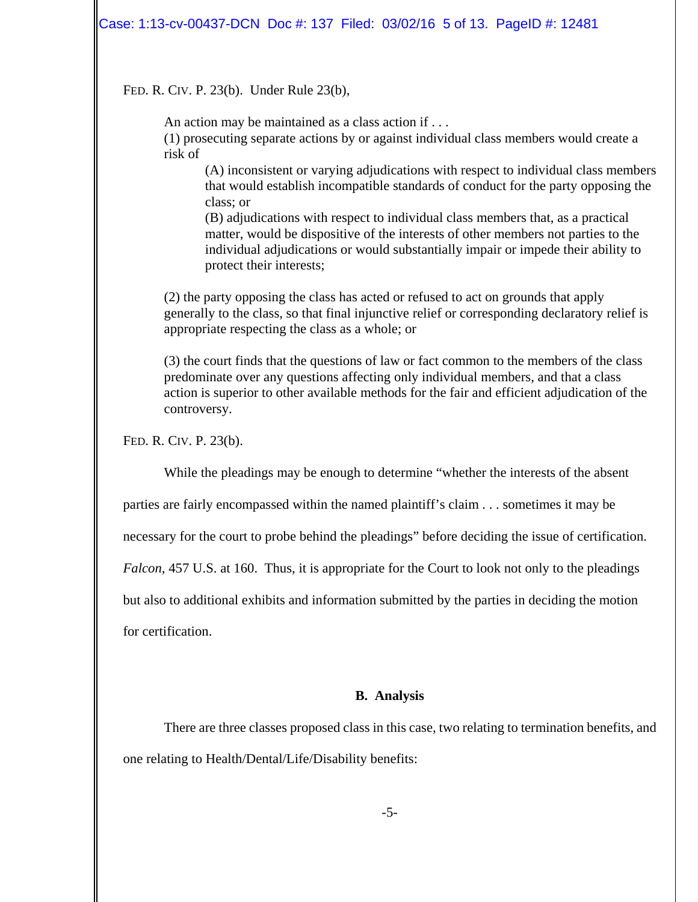FED. R. CIV. P. 23(b). Under Rule 23(b),

> An action may be maintained as a class action if . . .
> (1) prosecuting separate actions by or against individual class members would create a risk of
>
> > (A) inconsistent or varying adjudications with respect to individual class members that would establish incompatible standards of conduct for the party opposing the class; or
> > (B) adjudications with respect to individual class members that, as a practical matter, would be dispositive of the interests of other members not parties to the individual adjudications or would substantially impair or impede their ability to protect their interests;
>
> (2) the party opposing the class has acted or refused to act on grounds that apply generally to the class, so that final injunctive relief or corresponding declaratory relief is appropriate respecting the class as a whole; or
>
> (3) the court finds that the questions of law or fact common to the members of the class predominate over any questions affecting only individual members, and that a class action is superior to other available methods for the fair and efficient adjudication of the controversy.

FED. R. CIV. P. 23(b).

While the pleadings may be enough to determine "whether the interests of the absent parties are fairly encompassed within the named plaintiff's claim . . . sometimes it may be necessary for the court to probe behind the pleadings" before deciding the issue of certification. *Falcon*, 457 U.S. at 160. Thus, it is appropriate for the Court to look not only to the pleadings but also to additional exhibits and information submitted by the parties in deciding the motion for certification.

**B. Analysis**

There are three classes proposed class in this case, two relating to termination benefits, and one relating to Health/Dental/Life/Disability benefits: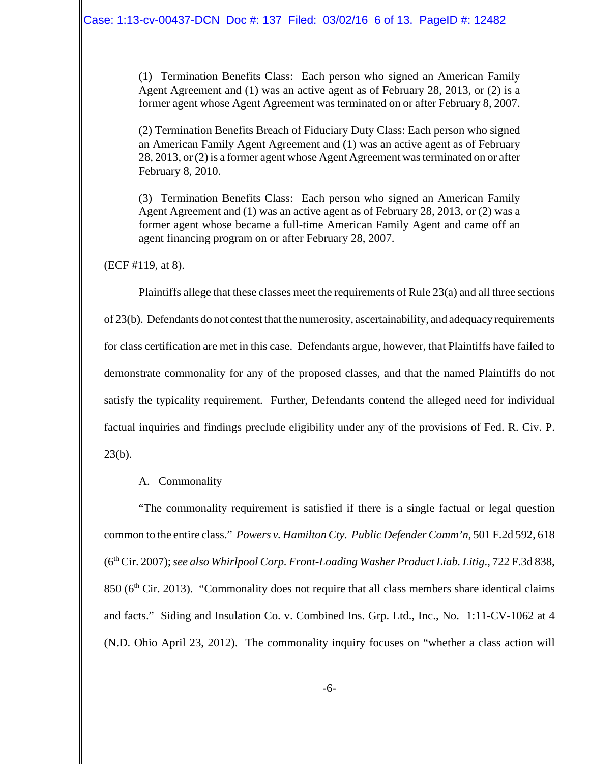(1) Termination Benefits Class: Each person who signed an American Family Agent Agreement and (1) was an active agent as of February 28, 2013, or (2) is a former agent whose Agent Agreement was terminated on or after February 8, 2007.

(2) Termination Benefits Breach of Fiduciary Duty Class: Each person who signed an American Family Agent Agreement and (1) was an active agent as of February 28, 2013, or (2) is a former agent whose Agent Agreement was terminated on or after February 8, 2010.

(3) Termination Benefits Class: Each person who signed an American Family Agent Agreement and (1) was an active agent as of February 28, 2013, or (2) was a former agent whose became a full-time American Family Agent and came off an agent financing program on or after February 28, 2007.

(ECF #119, at 8).

Plaintiffs allege that these classes meet the requirements of Rule 23(a) and all three sections of 23(b). Defendants do not contest that the numerosity, ascertainability, and adequacy requirements for class certification are met in this case. Defendants argue, however, that Plaintiffs have failed to demonstrate commonality for any of the proposed classes, and that the named Plaintiffs do not satisfy the typicality requirement. Further, Defendants contend the alleged need for individual factual inquiries and findings preclude eligibility under any of the provisions of Fed. R. Civ. P. 23(b).

A. Commonality

"The commonality requirement is satisfied if there is a single factual or legal question common to the entire class." *Powers v. Hamilton Cty. Public Defender Comm'n*, 501 F.2d 592, 618 (6th Cir. 2007); *see also Whirlpool Corp. Front-Loading Washer Product Liab. Litig.*, 722 F.3d 838, 850 (6th Cir. 2013). "Commonality does not require that all class members share identical claims and facts." Siding and Insulation Co. v. Combined Ins. Grp. Ltd., Inc., No. 1:11-CV-1062 at 4 (N.D. Ohio April 23, 2012). The commonality inquiry focuses on "whether a class action will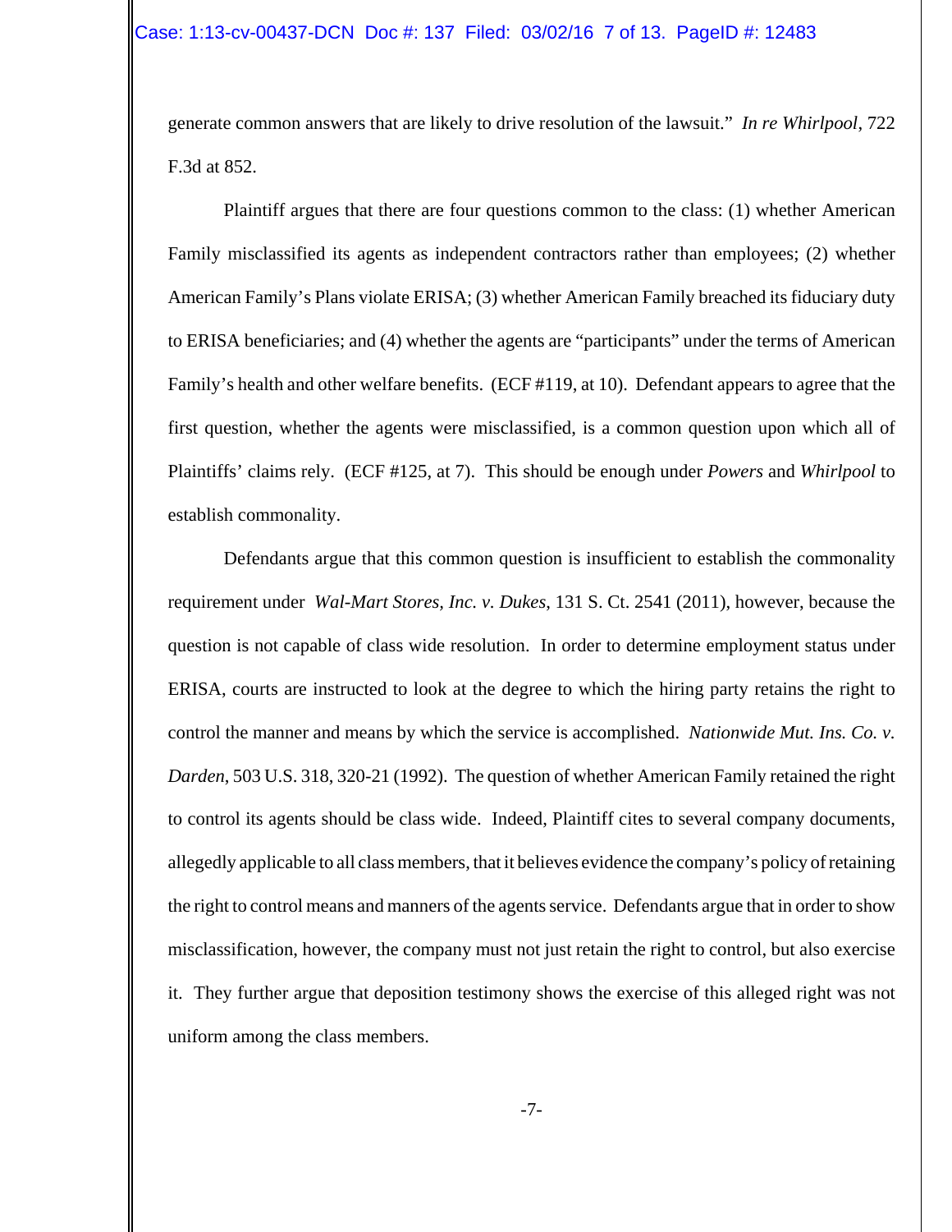generate common answers that are likely to drive resolution of the lawsuit." *In re Whirlpool*, 722 F.3d at 852.

Plaintiff argues that there are four questions common to the class: (1) whether American Family misclassified its agents as independent contractors rather than employees; (2) whether American Family's Plans violate ERISA; (3) whether American Family breached its fiduciary duty to ERISA beneficiaries; and (4) whether the agents are "participants" under the terms of American Family's health and other welfare benefits. (ECF #119, at 10). Defendant appears to agree that the first question, whether the agents were misclassified, is a common question upon which all of Plaintiffs' claims rely. (ECF #125, at 7). This should be enough under *Powers* and *Whirlpool* to establish commonality.

Defendants argue that this common question is insufficient to establish the commonality requirement under *Wal-Mart Stores, Inc. v. Dukes*, 131 S. Ct. 2541 (2011), however, because the question is not capable of class wide resolution. In order to determine employment status under ERISA, courts are instructed to look at the degree to which the hiring party retains the right to control the manner and means by which the service is accomplished. *Nationwide Mut. Ins. Co. v. Darden*, 503 U.S. 318, 320-21 (1992). The question of whether American Family retained the right to control its agents should be class wide. Indeed, Plaintiff cites to several company documents, allegedly applicable to all class members, that it believes evidence the company's policy of retaining the right to control means and manners of the agents service. Defendants argue that in order to show misclassification, however, the company must not just retain the right to control, but also exercise it. They further argue that deposition testimony shows the exercise of this alleged right was not uniform among the class members.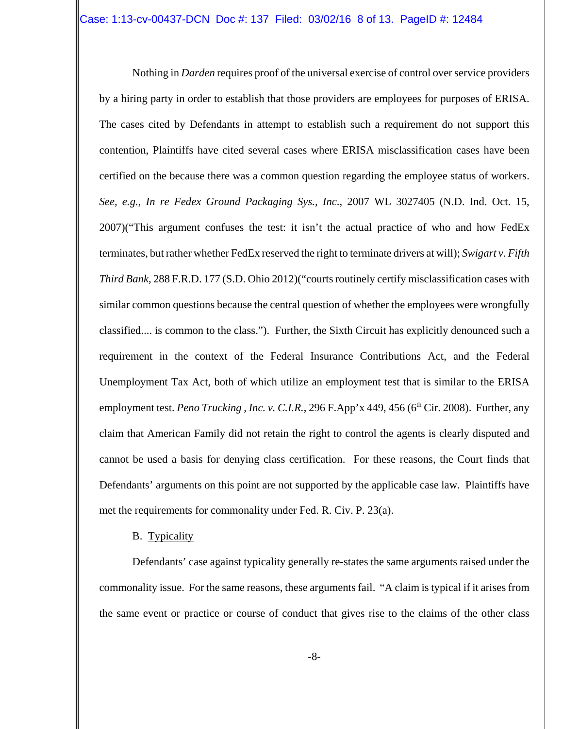Nothing in *Darden* requires proof of the universal exercise of control over service providers by a hiring party in order to establish that those providers are employees for purposes of ERISA. The cases cited by Defendants in attempt to establish such a requirement do not support this contention, Plaintiffs have cited several cases where ERISA misclassification cases have been certified on the because there was a common question regarding the employee status of workers. *See, e.g., In re Fedex Ground Packaging Sys., Inc.*, 2007 WL 3027405 (N.D. Ind. Oct. 15, 2007)("This argument confuses the test: it isn't the actual practice of who and how FedEx terminates, but rather whether FedEx reserved the right to terminate drivers at will); *Swigart v. Fifth Third Bank*, 288 F.R.D. 177 (S.D. Ohio 2012)("courts routinely certify misclassification cases with similar common questions because the central question of whether the employees were wrongfully classified.... is common to the class."). Further, the Sixth Circuit has explicitly denounced such a requirement in the context of the Federal Insurance Contributions Act, and the Federal Unemployment Tax Act, both of which utilize an employment test that is similar to the ERISA employment test. *Peno Trucking , Inc. v. C.I.R.*, 296 F.App'x 449, 456 (6th Cir. 2008). Further, any claim that American Family did not retain the right to control the agents is clearly disputed and cannot be used a basis for denying class certification. For these reasons, the Court finds that Defendants' arguments on this point are not supported by the applicable case law. Plaintiffs have met the requirements for commonality under Fed. R. Civ. P. 23(a).

B. Typicality

Defendants' case against typicality generally re-states the same arguments raised under the commonality issue. For the same reasons, these arguments fail. "A claim is typical if it arises from the same event or practice or course of conduct that gives rise to the claims of the other class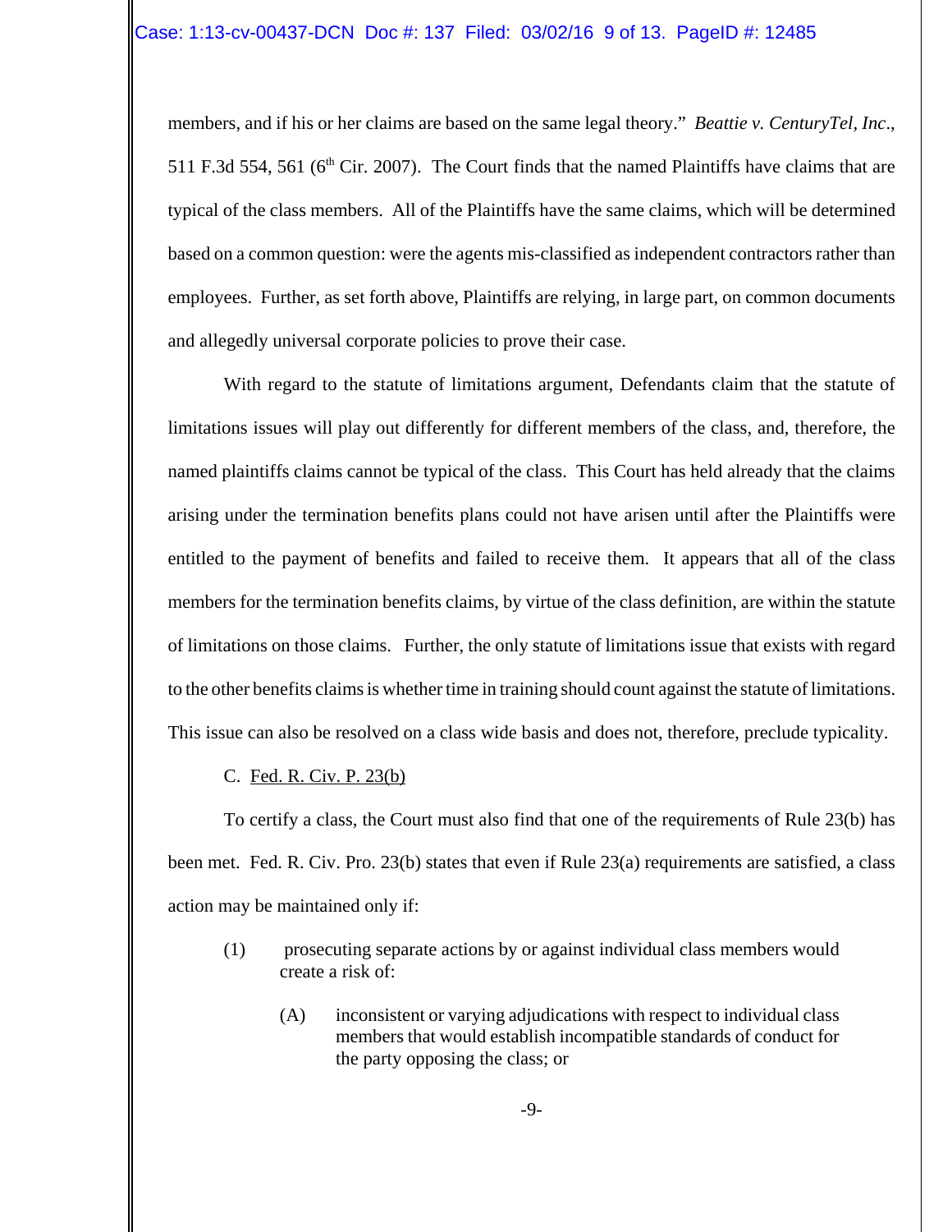members, and if his or her claims are based on the same legal theory." *Beattie v. CenturyTel, Inc*., 511 F.3d 554, 561 (6th Cir. 2007). The Court finds that the named Plaintiffs have claims that are typical of the class members. All of the Plaintiffs have the same claims, which will be determined based on a common question: were the agents mis-classified as independent contractors rather than employees. Further, as set forth above, Plaintiffs are relying, in large part, on common documents and allegedly universal corporate policies to prove their case.

With regard to the statute of limitations argument, Defendants claim that the statute of limitations issues will play out differently for different members of the class, and, therefore, the named plaintiffs claims cannot be typical of the class. This Court has held already that the claims arising under the termination benefits plans could not have arisen until after the Plaintiffs were entitled to the payment of benefits and failed to receive them. It appears that all of the class members for the termination benefits claims, by virtue of the class definition, are within the statute of limitations on those claims. Further, the only statute of limitations issue that exists with regard to the other benefits claims is whether time in training should count against the statute of limitations. This issue can also be resolved on a class wide basis and does not, therefore, preclude typicality.

C. <u>Fed. R. Civ. P. 23(b)</u>

To certify a class, the Court must also find that one of the requirements of Rule 23(b) has been met. Fed. R. Civ. Pro. 23(b) states that even if Rule 23(a) requirements are satisfied, a class action may be maintained only if:

> (1) prosecuting separate actions by or against individual class members would create a risk of:
>
> > (A) inconsistent or varying adjudications with respect to individual class members that would establish incompatible standards of conduct for the party opposing the class; or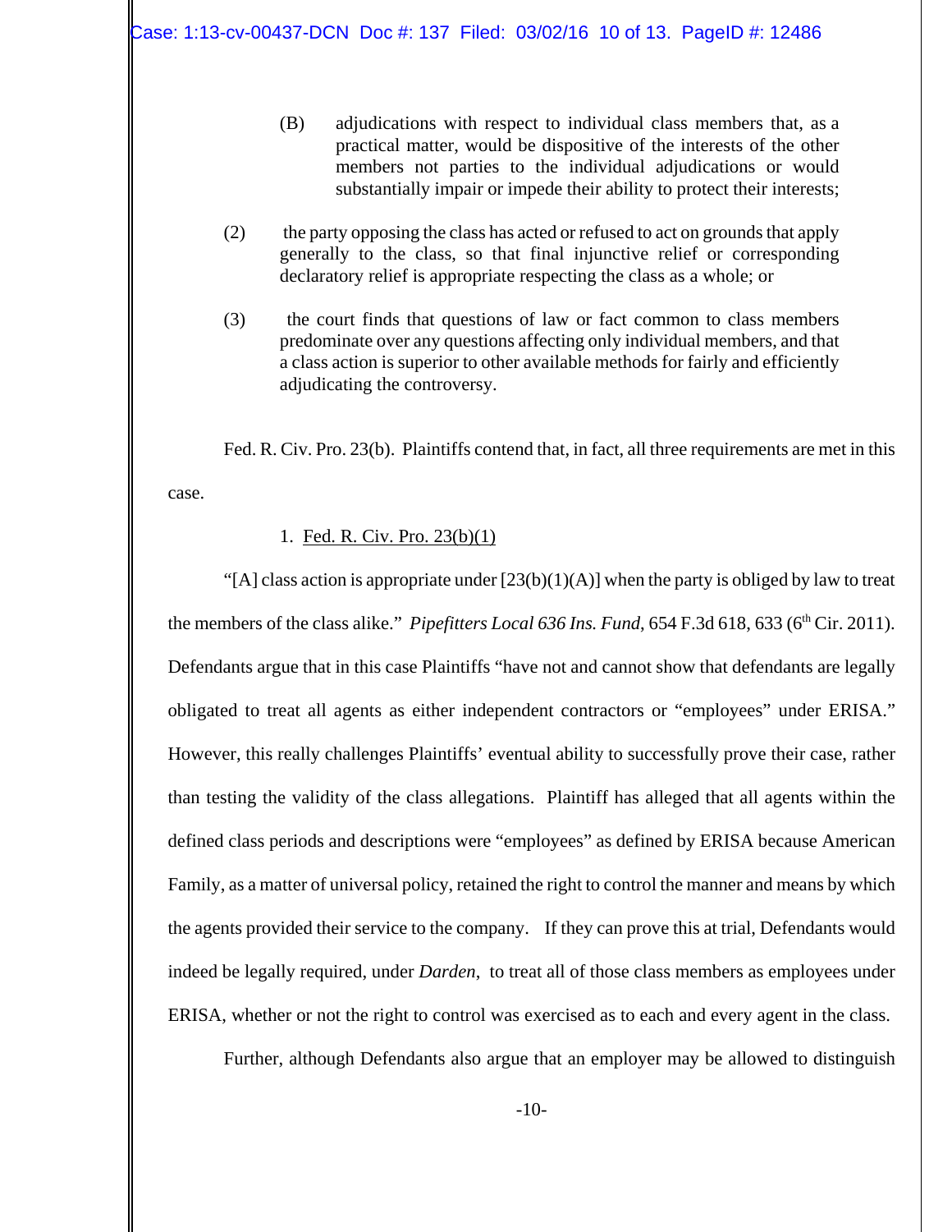> (B) adjudications with respect to individual class members that, as a practical matter, would be dispositive of the interests of the other members not parties to the individual adjudications or would substantially impair or impede their ability to protect their interests;
>
> (2) the party opposing the class has acted or refused to act on grounds that apply generally to the class, so that final injunctive relief or corresponding declaratory relief is appropriate respecting the class as a whole; or
>
> (3) the court finds that questions of law or fact common to class members predominate over any questions affecting only individual members, and that a class action is superior to other available methods for fairly and efficiently adjudicating the controversy.

Fed. R. Civ. Pro. 23(b). Plaintiffs contend that, in fact, all three requirements are met in this case.

1. <u>Fed. R. Civ. Pro. 23(b)(1)</u>

"[A] class action is appropriate under [23(b)(1)(A)] when the party is obliged by law to treat the members of the class alike." *Pipefitters Local 636 Ins. Fund*, 654 F.3d 618, 633 (6th Cir. 2011). Defendants argue that in this case Plaintiffs "have not and cannot show that defendants are legally obligated to treat all agents as either independent contractors or "employees" under ERISA." However, this really challenges Plaintiffs' eventual ability to successfully prove their case, rather than testing the validity of the class allegations. Plaintiff has alleged that all agents within the defined class periods and descriptions were "employees" as defined by ERISA because American Family, as a matter of universal policy, retained the right to control the manner and means by which the agents provided their service to the company. If they can prove this at trial, Defendants would indeed be legally required, under *Darden*, to treat all of those class members as employees under ERISA, whether or not the right to control was exercised as to each and every agent in the class.

Further, although Defendants also argue that an employer may be allowed to distinguish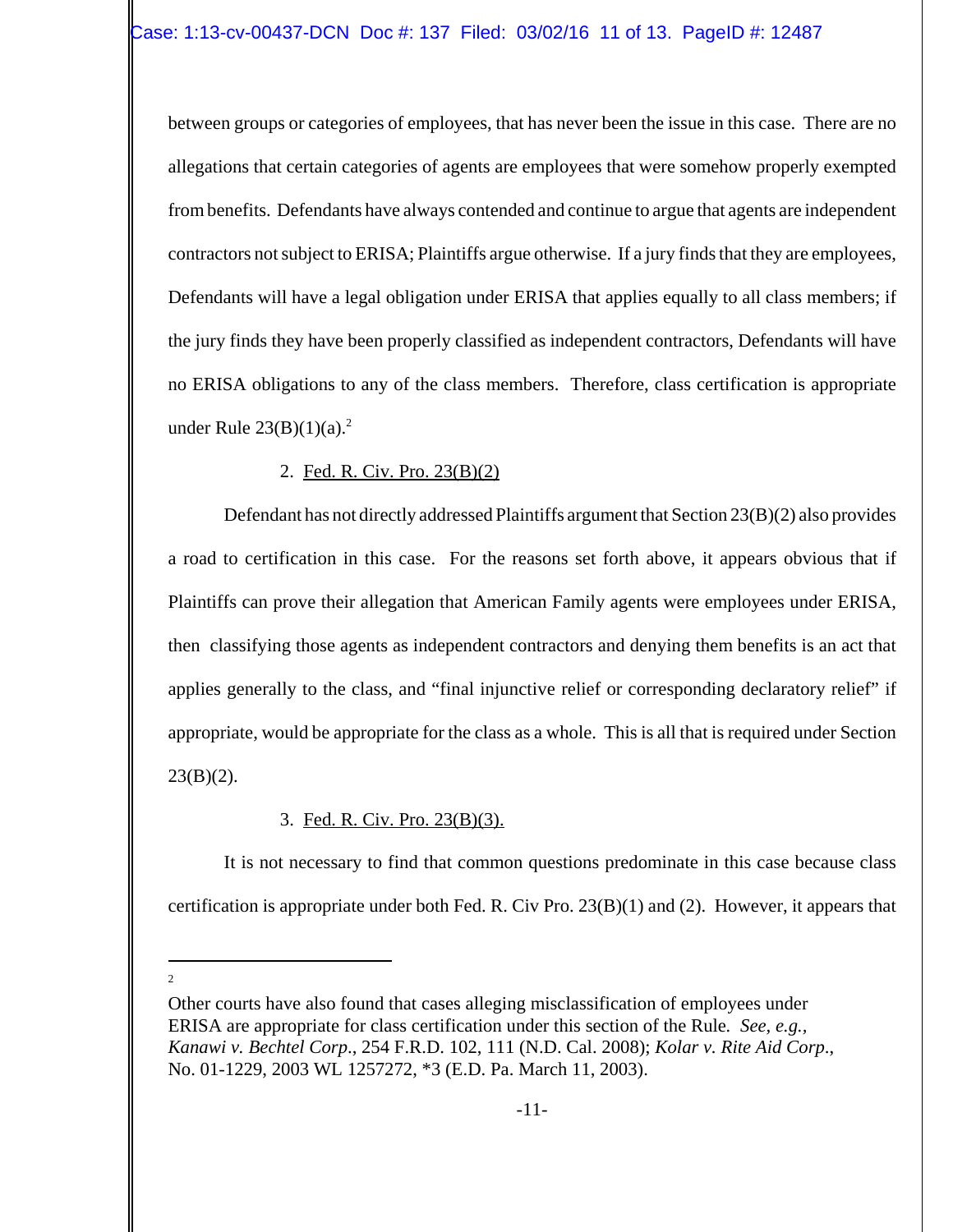between groups or categories of employees, that has never been the issue in this case. There are no allegations that certain categories of agents are employees that were somehow properly exempted from benefits. Defendants have always contended and continue to argue that agents are independent contractors not subject to ERISA; Plaintiffs argue otherwise. If a jury finds that they are employees, Defendants will have a legal obligation under ERISA that applies equally to all class members; if the jury finds they have been properly classified as independent contractors, Defendants will have no ERISA obligations to any of the class members. Therefore, class certification is appropriate under Rule 23(B)(1)(a).[2]

2. <u>Fed. R. Civ. Pro. 23(B)(2)</u>

Defendant has not directly addressed Plaintiffs argument that Section 23(B)(2) also provides a road to certification in this case. For the reasons set forth above, it appears obvious that if Plaintiffs can prove their allegation that American Family agents were employees under ERISA, then classifying those agents as independent contractors and denying them benefits is an act that applies generally to the class, and "final injunctive relief or corresponding declaratory relief" if appropriate, would be appropriate for the class as a whole. This is all that is required under Section 23(B)(2).

3. <u>Fed. R. Civ. Pro. 23(B)(3).</u>

It is not necessary to find that common questions predominate in this case because class certification is appropriate under both Fed. R. Civ Pro. 23(B)(1) and (2). However, it appears that

---

[2] Other courts have also found that cases alleging misclassification of employees under ERISA are appropriate for class certification under this section of the Rule. *See, e.g., Kanawi v. Bechtel Corp.*, 254 F.R.D. 102, 111 (N.D. Cal. 2008); *Kolar v. Rite Aid Corp.*, No. 01-1229, 2003 WL 1257272, *3 (E.D. Pa. March 11, 2003).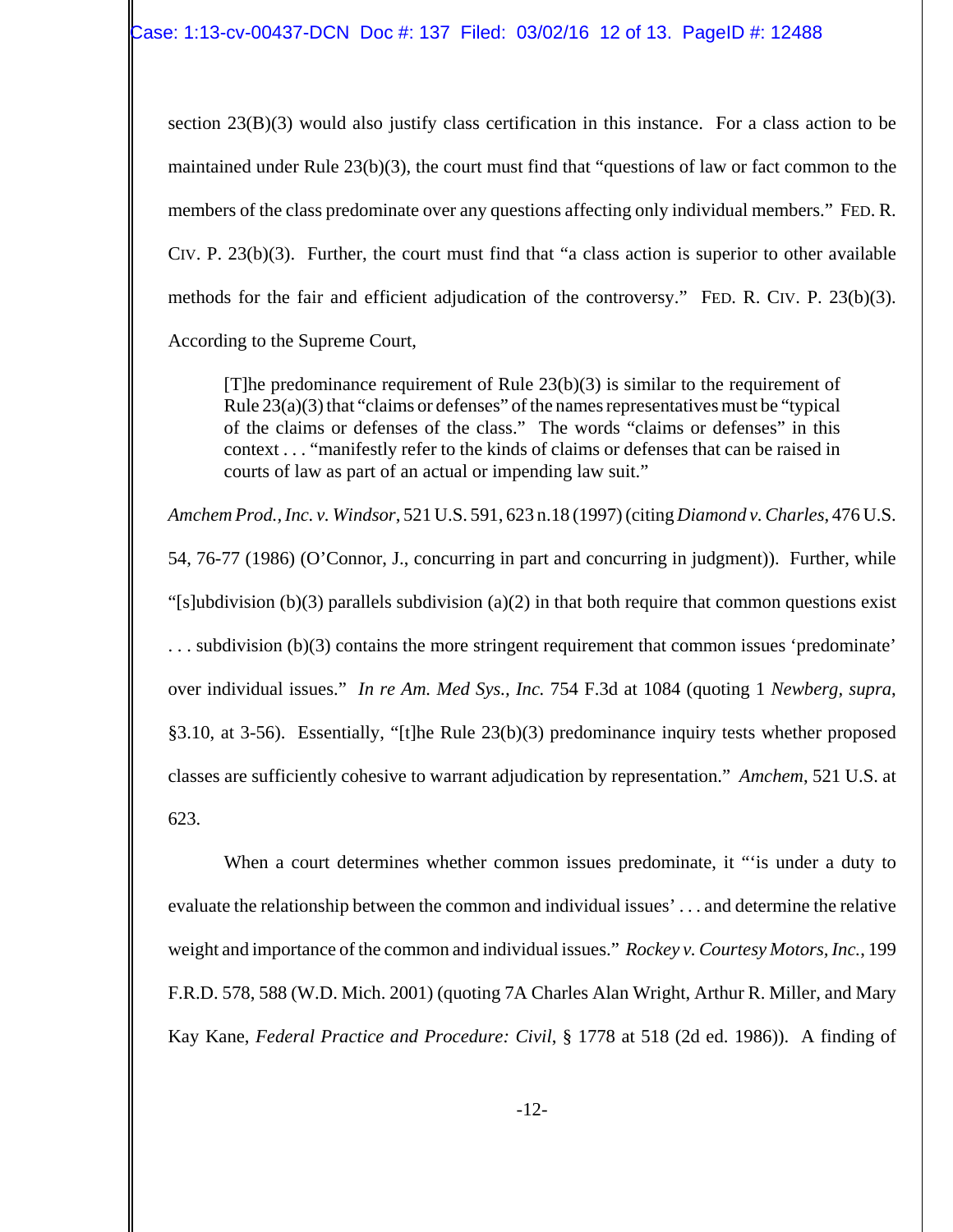section 23(B)(3) would also justify class certification in this instance. For a class action to be maintained under Rule 23(b)(3), the court must find that "questions of law or fact common to the members of the class predominate over any questions affecting only individual members." FED. R. CIV. P. 23(b)(3). Further, the court must find that "a class action is superior to other available methods for the fair and efficient adjudication of the controversy." FED. R. CIV. P. 23(b)(3). According to the Supreme Court,

> [T]he predominance requirement of Rule 23(b)(3) is similar to the requirement of Rule 23(a)(3) that "claims or defenses" of the names representatives must be "typical of the claims or defenses of the class." The words "claims or defenses" in this context . . . "manifestly refer to the kinds of claims or defenses that can be raised in courts of law as part of an actual or impending law suit."

*Amchem Prod., Inc. v. Windsor*, 521 U.S. 591, 623 n.18 (1997) (citing *Diamond v. Charles*, 476 U.S. 54, 76-77 (1986) (O'Connor, J., concurring in part and concurring in judgment)). Further, while "[s]ubdivision (b)(3) parallels subdivision (a)(2) in that both require that common questions exist . . . subdivision (b)(3) contains the more stringent requirement that common issues 'predominate' over individual issues." *In re Am. Med Sys., Inc.* 754 F.3d at 1084 (quoting 1 *Newberg*, *supra*, §3.10, at 3-56). Essentially, "[t]he Rule 23(b)(3) predominance inquiry tests whether proposed classes are sufficiently cohesive to warrant adjudication by representation." *Amchem*, 521 U.S. at 623.

When a court determines whether common issues predominate, it "'is under a duty to evaluate the relationship between the common and individual issues' . . . and determine the relative weight and importance of the common and individual issues." *Rockey v. Courtesy Motors, Inc.*, 199 F.R.D. 578, 588 (W.D. Mich. 2001) (quoting 7A Charles Alan Wright, Arthur R. Miller, and Mary Kay Kane, *Federal Practice and Procedure: Civil*, § 1778 at 518 (2d ed. 1986)). A finding of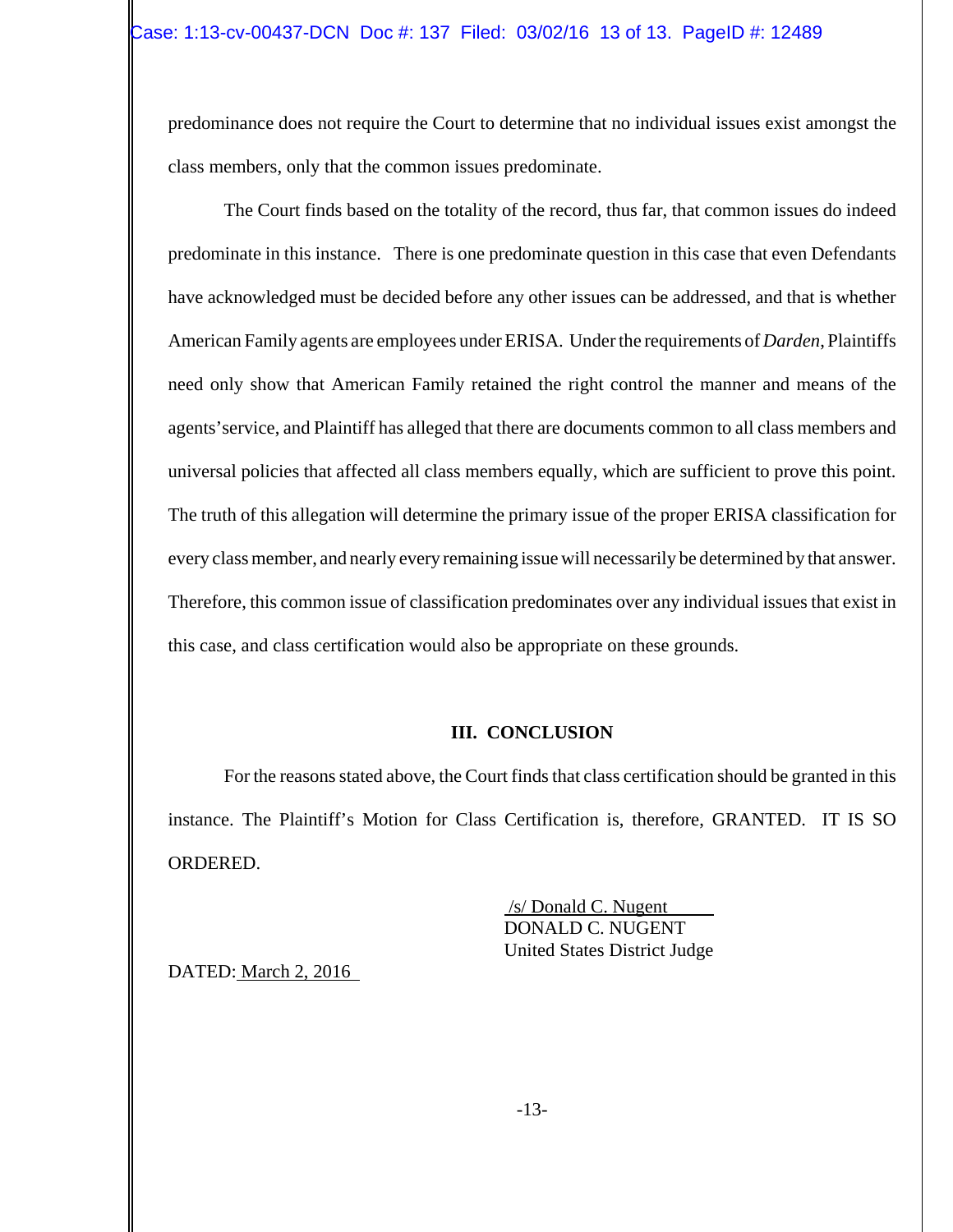predominance does not require the Court to determine that no individual issues exist amongst the class members, only that the common issues predominate.

The Court finds based on the totality of the record, thus far, that common issues do indeed predominate in this instance. There is one predominate question in this case that even Defendants have acknowledged must be decided before any other issues can be addressed, and that is whether American Family agents are employees under ERISA. Under the requirements of *Darden*, Plaintiffs need only show that American Family retained the right control the manner and means of the agents'service, and Plaintiff has alleged that there are documents common to all class members and universal policies that affected all class members equally, which are sufficient to prove this point. The truth of this allegation will determine the primary issue of the proper ERISA classification for every class member, and nearly every remaining issue will necessarily be determined by that answer. Therefore, this common issue of classification predominates over any individual issues that exist in this case, and class certification would also be appropriate on these grounds.

## III. CONCLUSION

For the reasons stated above, the Court finds that class certification should be granted in this instance. The Plaintiff's Motion for Class Certification is, therefore, GRANTED. IT IS SO ORDERED.

/s/ Donald C. Nugent
DONALD C. NUGENT
United States District Judge

DATED: March 2, 2016